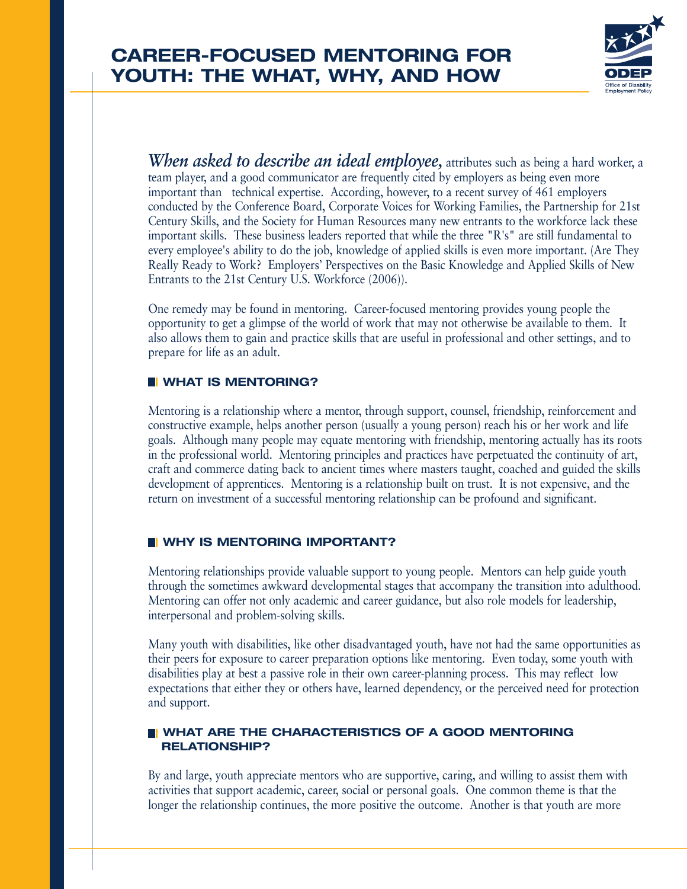# CAREER-FOCUSED MENTORING FOR YOUTH: THE WHAT, WHY, AND HOW

***When asked to describe an ideal employee,*** attributes such as being a hard worker, a team player, and a good communicator are frequently cited by employers as being even more important than technical expertise. According, however, to a recent survey of 461 employers conducted by the Conference Board, Corporate Voices for Working Families, the Partnership for 21st Century Skills, and the Society for Human Resources many new entrants to the workforce lack these important skills. These business leaders reported that while the three "R's" are still fundamental to every employee's ability to do the job, knowledge of applied skills is even more important. (Are They Really Ready to Work? Employers' Perspectives on the Basic Knowledge and Applied Skills of New Entrants to the 21st Century U.S. Workforce (2006)).

One remedy may be found in mentoring. Career-focused mentoring provides young people the opportunity to get a glimpse of the world of work that may not otherwise be available to them. It also allows them to gain and practice skills that are useful in professional and other settings, and to prepare for life as an adult.

## WHAT IS MENTORING?

Mentoring is a relationship where a mentor, through support, counsel, friendship, reinforcement and constructive example, helps another person (usually a young person) reach his or her work and life goals. Although many people may equate mentoring with friendship, mentoring actually has its roots in the professional world. Mentoring principles and practices have perpetuated the continuity of art, craft and commerce dating back to ancient times where masters taught, coached and guided the skills development of apprentices. Mentoring is a relationship built on trust. It is not expensive, and the return on investment of a successful mentoring relationship can be profound and significant.

## WHY IS MENTORING IMPORTANT?

Mentoring relationships provide valuable support to young people. Mentors can help guide youth through the sometimes awkward developmental stages that accompany the transition into adulthood. Mentoring can offer not only academic and career guidance, but also role models for leadership, interpersonal and problem-solving skills.

Many youth with disabilities, like other disadvantaged youth, have not had the same opportunities as their peers for exposure to career preparation options like mentoring. Even today, some youth with disabilities play at best a passive role in their own career-planning process. This may reflect low expectations that either they or others have, learned dependency, or the perceived need for protection and support.

## WHAT ARE THE CHARACTERISTICS OF A GOOD MENTORING RELATIONSHIP?

By and large, youth appreciate mentors who are supportive, caring, and willing to assist them with activities that support academic, career, social or personal goals. One common theme is that the longer the relationship continues, the more positive the outcome. Another is that youth are more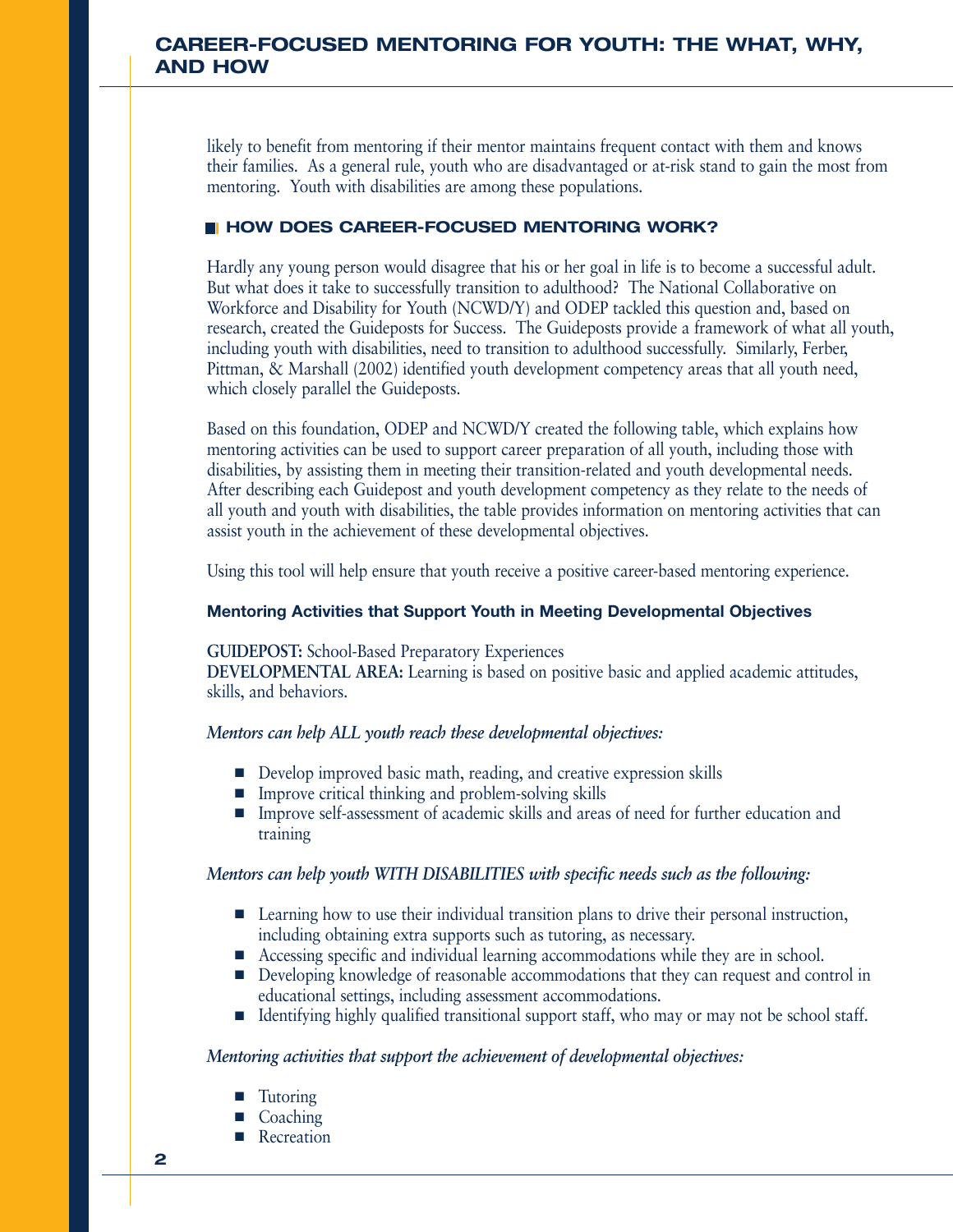likely to benefit from mentoring if their mentor maintains frequent contact with them and knows their families. As a general rule, youth who are disadvantaged or at-risk stand to gain the most from mentoring. Youth with disabilities are among these populations.

## HOW DOES CAREER-FOCUSED MENTORING WORK?

Hardly any young person would disagree that his or her goal in life is to become a successful adult. But what does it take to successfully transition to adulthood? The National Collaborative on Workforce and Disability for Youth (NCWD/Y) and ODEP tackled this question and, based on research, created the Guideposts for Success. The Guideposts provide a framework of what all youth, including youth with disabilities, need to transition to adulthood successfully. Similarly, Ferber, Pittman, & Marshall (2002) identified youth development competency areas that all youth need, which closely parallel the Guideposts.

Based on this foundation, ODEP and NCWD/Y created the following table, which explains how mentoring activities can be used to support career preparation of all youth, including those with disabilities, by assisting them in meeting their transition-related and youth developmental needs. After describing each Guidepost and youth development competency as they relate to the needs of all youth and youth with disabilities, the table provides information on mentoring activities that can assist youth in the achievement of these developmental objectives.

Using this tool will help ensure that youth receive a positive career-based mentoring experience.

### Mentoring Activities that Support Youth in Meeting Developmental Objectives

**GUIDEPOST:** School-Based Preparatory Experiences
**DEVELOPMENTAL AREA:** Learning is based on positive basic and applied academic attitudes, skills, and behaviors.

*Mentors can help ALL youth reach these developmental objectives:*

- Develop improved basic math, reading, and creative expression skills
- Improve critical thinking and problem-solving skills
- Improve self-assessment of academic skills and areas of need for further education and training

*Mentors can help youth WITH DISABILITIES with specific needs such as the following:*

- Learning how to use their individual transition plans to drive their personal instruction, including obtaining extra supports such as tutoring, as necessary.
- Accessing specific and individual learning accommodations while they are in school.
- Developing knowledge of reasonable accommodations that they can request and control in educational settings, including assessment accommodations.
- Identifying highly qualified transitional support staff, who may or may not be school staff.

*Mentoring activities that support the achievement of developmental objectives:*

- Tutoring
- Coaching
- Recreation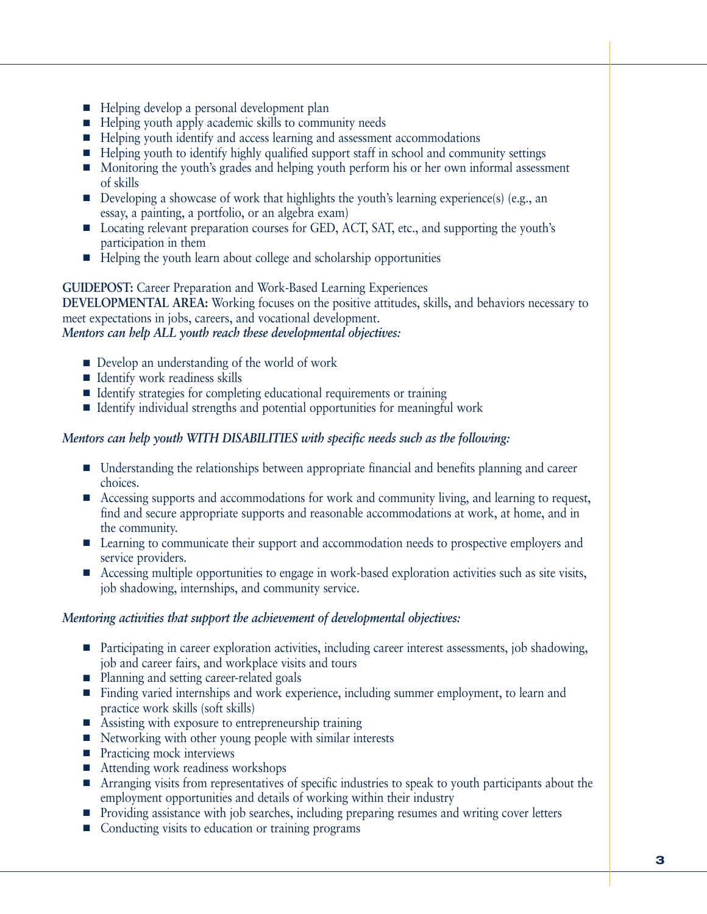- Helping develop a personal development plan
- Helping youth apply academic skills to community needs
- Helping youth identify and access learning and assessment accommodations
- Helping youth to identify highly qualified support staff in school and community settings
- Monitoring the youth's grades and helping youth perform his or her own informal assessment of skills
- Developing a showcase of work that highlights the youth's learning experience(s) (e.g., an essay, a painting, a portfolio, or an algebra exam)
- Locating relevant preparation courses for GED, ACT, SAT, etc., and supporting the youth's participation in them
- Helping the youth learn about college and scholarship opportunities

**GUIDEPOST:** Career Preparation and Work-Based Learning Experiences
**DEVELOPMENTAL AREA:** Working focuses on the positive attitudes, skills, and behaviors necessary to meet expectations in jobs, careers, and vocational development.
***Mentors can help ALL youth reach these developmental objectives:***

- Develop an understanding of the world of work
- Identify work readiness skills
- Identify strategies for completing educational requirements or training
- Identify individual strengths and potential opportunities for meaningful work

***Mentors can help youth WITH DISABILITIES with specific needs such as the following:***

- Understanding the relationships between appropriate financial and benefits planning and career choices.
- Accessing supports and accommodations for work and community living, and learning to request, find and secure appropriate supports and reasonable accommodations at work, at home, and in the community.
- Learning to communicate their support and accommodation needs to prospective employers and service providers.
- Accessing multiple opportunities to engage in work-based exploration activities such as site visits, job shadowing, internships, and community service.

***Mentoring activities that support the achievement of developmental objectives:***

- Participating in career exploration activities, including career interest assessments, job shadowing, job and career fairs, and workplace visits and tours
- Planning and setting career-related goals
- Finding varied internships and work experience, including summer employment, to learn and practice work skills (soft skills)
- Assisting with exposure to entrepreneurship training
- Networking with other young people with similar interests
- Practicing mock interviews
- Attending work readiness workshops
- Arranging visits from representatives of specific industries to speak to youth participants about the employment opportunities and details of working within their industry
- Providing assistance with job searches, including preparing resumes and writing cover letters
- Conducting visits to education or training programs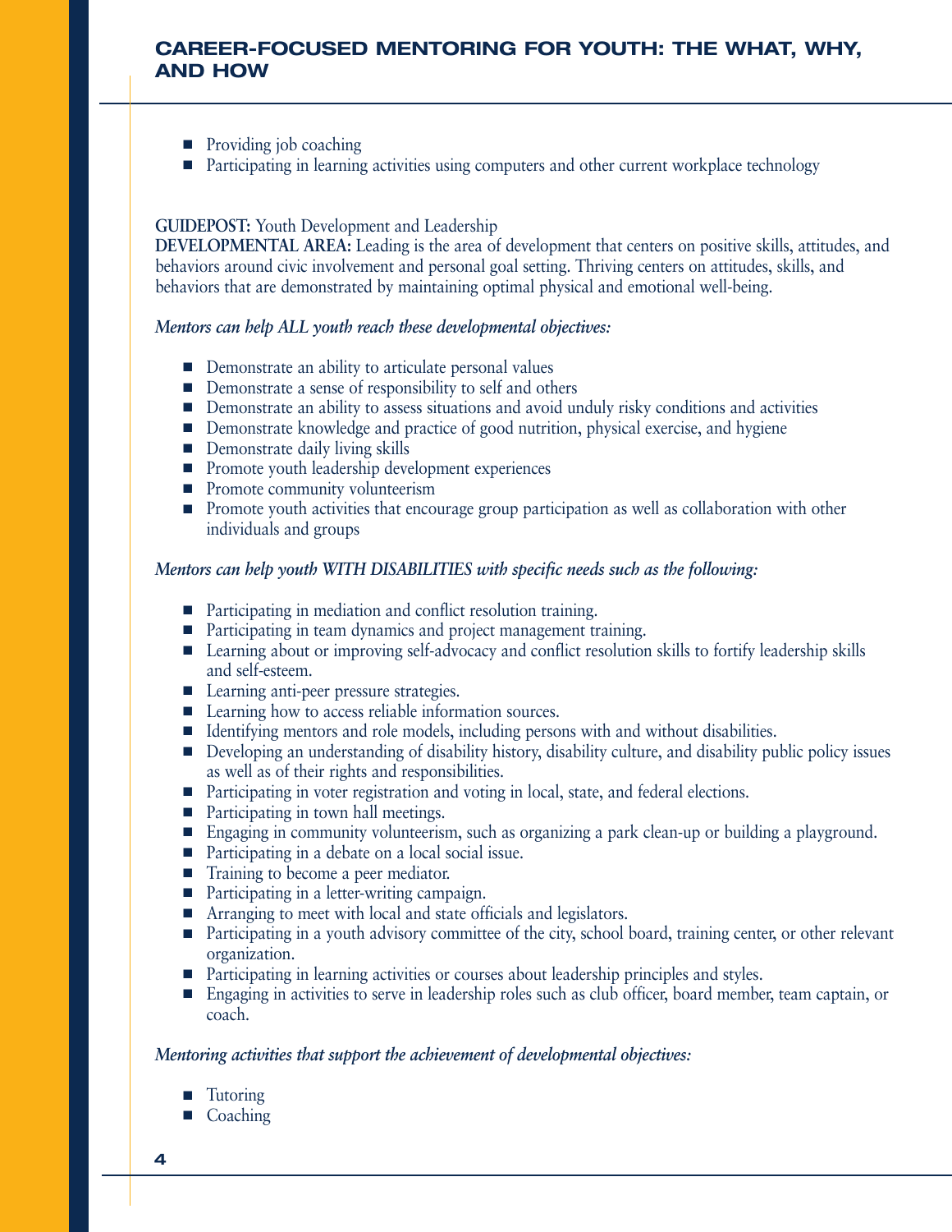- Providing job coaching
- Participating in learning activities using computers and other current workplace technology

**GUIDEPOST:** Youth Development and Leadership
**DEVELOPMENTAL AREA:** Leading is the area of development that centers on positive skills, attitudes, and behaviors around civic involvement and personal goal setting. Thriving centers on attitudes, skills, and behaviors that are demonstrated by maintaining optimal physical and emotional well-being.

*Mentors can help ALL youth reach these developmental objectives:*

- Demonstrate an ability to articulate personal values
- Demonstrate a sense of responsibility to self and others
- Demonstrate an ability to assess situations and avoid unduly risky conditions and activities
- Demonstrate knowledge and practice of good nutrition, physical exercise, and hygiene
- Demonstrate daily living skills
- Promote youth leadership development experiences
- Promote community volunteerism
- Promote youth activities that encourage group participation as well as collaboration with other individuals and groups

*Mentors can help youth WITH DISABILITIES with specific needs such as the following:*

- Participating in mediation and conflict resolution training.
- Participating in team dynamics and project management training.
- Learning about or improving self-advocacy and conflict resolution skills to fortify leadership skills and self-esteem.
- Learning anti-peer pressure strategies.
- Learning how to access reliable information sources.
- Identifying mentors and role models, including persons with and without disabilities.
- Developing an understanding of disability history, disability culture, and disability public policy issues as well as of their rights and responsibilities.
- Participating in voter registration and voting in local, state, and federal elections.
- Participating in town hall meetings.
- Engaging in community volunteerism, such as organizing a park clean-up or building a playground.
- Participating in a debate on a local social issue.
- Training to become a peer mediator.
- Participating in a letter-writing campaign.
- Arranging to meet with local and state officials and legislators.
- Participating in a youth advisory committee of the city, school board, training center, or other relevant organization.
- Participating in learning activities or courses about leadership principles and styles.
- Engaging in activities to serve in leadership roles such as club officer, board member, team captain, or coach.

*Mentoring activities that support the achievement of developmental objectives:*

- Tutoring
- Coaching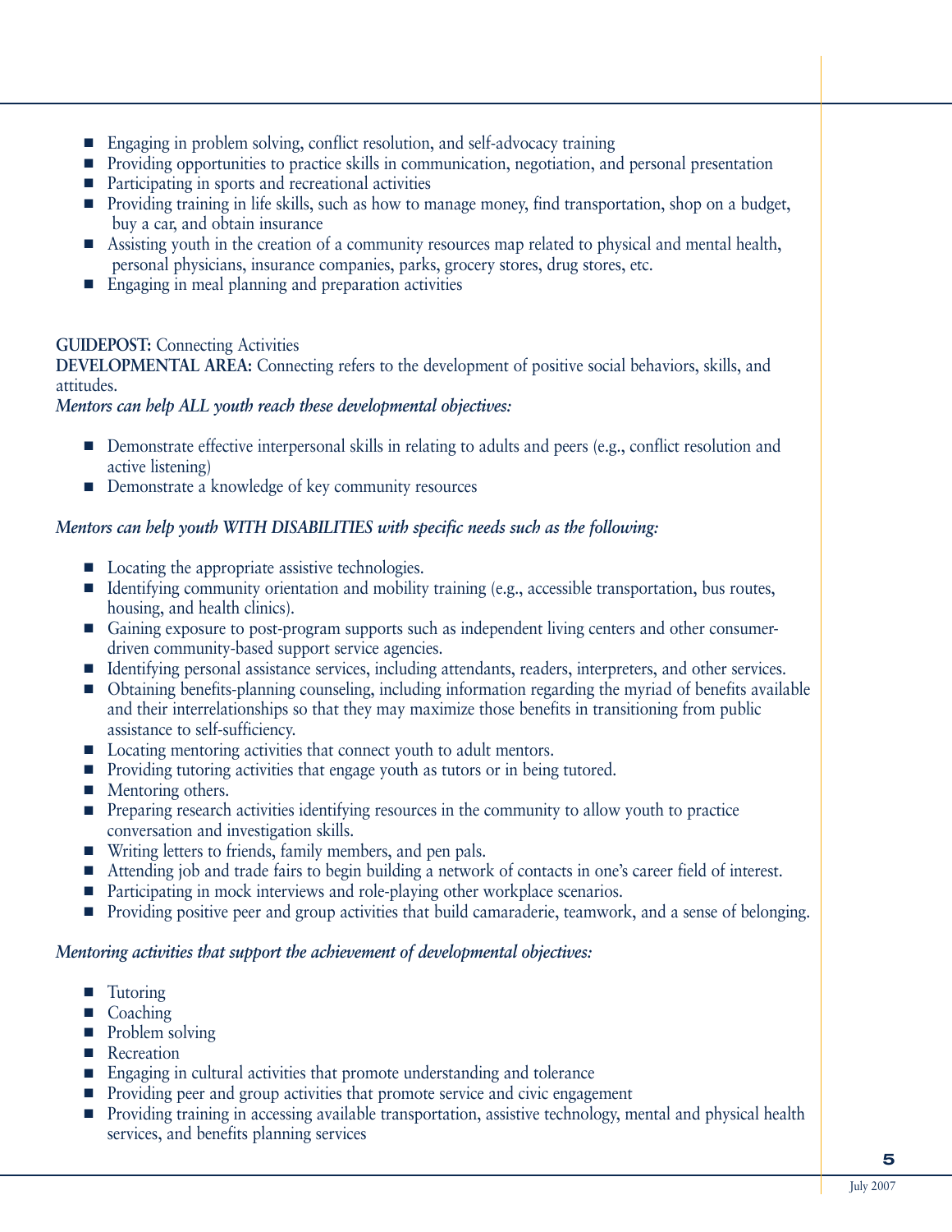- Engaging in problem solving, conflict resolution, and self-advocacy training
- Providing opportunities to practice skills in communication, negotiation, and personal presentation
- Participating in sports and recreational activities
- Providing training in life skills, such as how to manage money, find transportation, shop on a budget, buy a car, and obtain insurance
- Assisting youth in the creation of a community resources map related to physical and mental health, personal physicians, insurance companies, parks, grocery stores, drug stores, etc.
- Engaging in meal planning and preparation activities

**GUIDEPOST:** Connecting Activities
**DEVELOPMENTAL AREA:** Connecting refers to the development of positive social behaviors, skills, and attitudes.
***Mentors can help ALL youth reach these developmental objectives:***

- Demonstrate effective interpersonal skills in relating to adults and peers (e.g., conflict resolution and active listening)
- Demonstrate a knowledge of key community resources

***Mentors can help youth WITH DISABILITIES with specific needs such as the following:***

- Locating the appropriate assistive technologies.
- Identifying community orientation and mobility training (e.g., accessible transportation, bus routes, housing, and health clinics).
- Gaining exposure to post-program supports such as independent living centers and other consumer-driven community-based support service agencies.
- Identifying personal assistance services, including attendants, readers, interpreters, and other services.
- Obtaining benefits-planning counseling, including information regarding the myriad of benefits available and their interrelationships so that they may maximize those benefits in transitioning from public assistance to self-sufficiency.
- Locating mentoring activities that connect youth to adult mentors.
- Providing tutoring activities that engage youth as tutors or in being tutored.
- Mentoring others.
- Preparing research activities identifying resources in the community to allow youth to practice conversation and investigation skills.
- Writing letters to friends, family members, and pen pals.
- Attending job and trade fairs to begin building a network of contacts in one's career field of interest.
- Participating in mock interviews and role-playing other workplace scenarios.
- Providing positive peer and group activities that build camaraderie, teamwork, and a sense of belonging.

***Mentoring activities that support the achievement of developmental objectives:***

- Tutoring
- Coaching
- Problem solving
- Recreation
- Engaging in cultural activities that promote understanding and tolerance
- Providing peer and group activities that promote service and civic engagement
- Providing training in accessing available transportation, assistive technology, mental and physical health services, and benefits planning services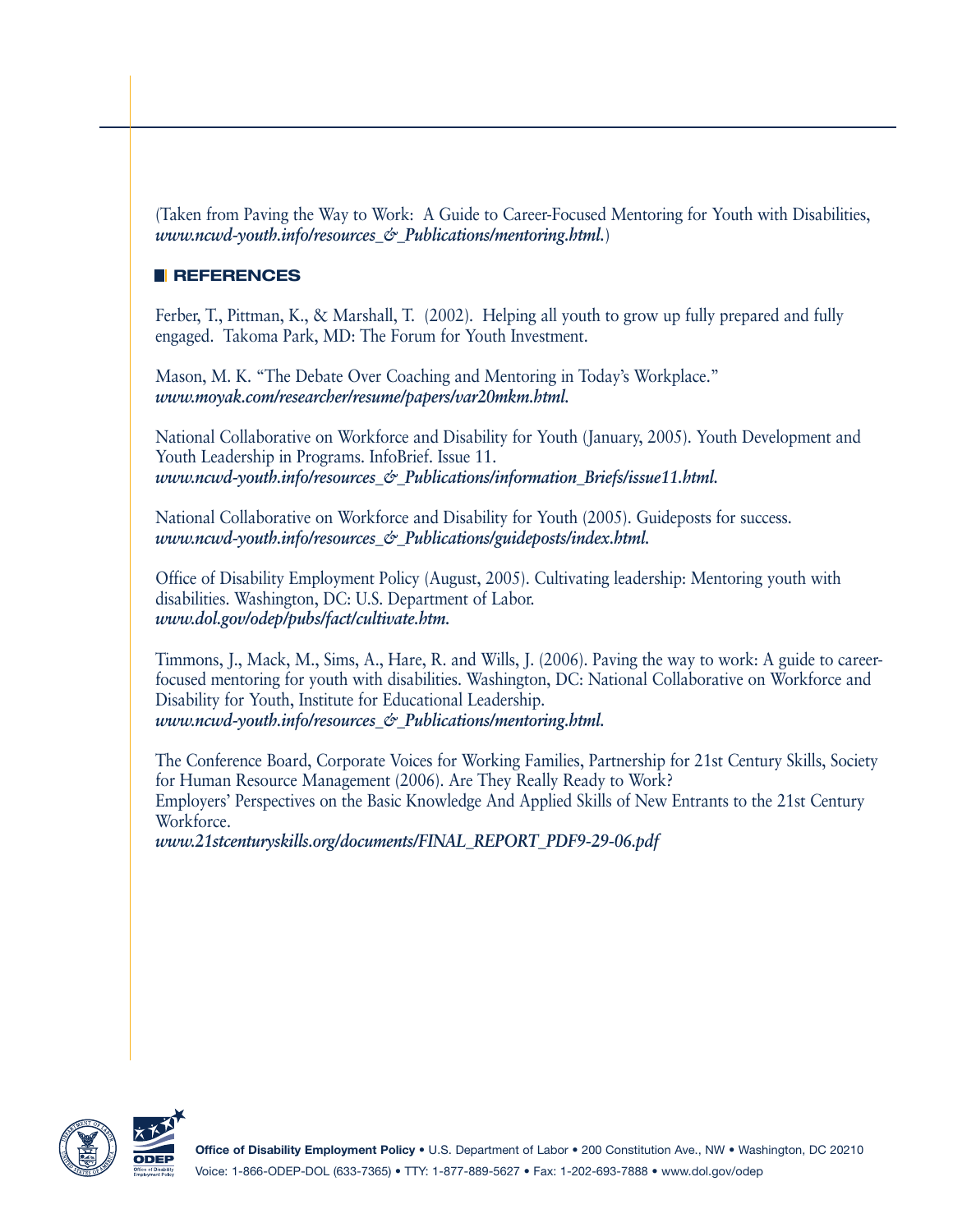(Taken from Paving the Way to Work: A Guide to Career-Focused Mentoring for Youth with Disabilities, *www.ncwd-youth.info/resources_&_Publications/mentoring.html.*)

## REFERENCES

Ferber, T., Pittman, K., & Marshall, T. (2002). Helping all youth to grow up fully prepared and fully engaged. Takoma Park, MD: The Forum for Youth Investment.

Mason, M. K. "The Debate Over Coaching and Mentoring in Today's Workplace." *www.moyak.com/researcher/resume/papers/var20mkm.html.*

National Collaborative on Workforce and Disability for Youth (January, 2005). Youth Development and Youth Leadership in Programs. InfoBrief. Issue 11. *www.ncwd-youth.info/resources_&_Publications/information_Briefs/issue11.html.*

National Collaborative on Workforce and Disability for Youth (2005). Guideposts for success. *www.ncwd-youth.info/resources_&_Publications/guideposts/index.html.*

Office of Disability Employment Policy (August, 2005). Cultivating leadership: Mentoring youth with disabilities. Washington, DC: U.S. Department of Labor. *www.dol.gov/odep/pubs/fact/cultivate.htm.*

Timmons, J., Mack, M., Sims, A., Hare, R. and Wills, J. (2006). Paving the way to work: A guide to career-focused mentoring for youth with disabilities. Washington, DC: National Collaborative on Workforce and Disability for Youth, Institute for Educational Leadership. *www.ncwd-youth.info/resources_&_Publications/mentoring.html.*

The Conference Board, Corporate Voices for Working Families, Partnership for 21st Century Skills, Society for Human Resource Management (2006). Are They Really Ready to Work? Employers' Perspectives on the Basic Knowledge And Applied Skills of New Entrants to the 21st Century Workforce. *www.21stcenturyskills.org/documents/FINAL_REPORT_PDF9-29-06.pdf*

**Office of Disability Employment Policy** • U.S. Department of Labor • 200 Constitution Ave., NW • Washington, DC 20210
Voice: 1-866-ODEP-DOL (633-7365) • TTY: 1-877-889-5627 • Fax: 1-202-693-7888 • www.dol.gov/odep